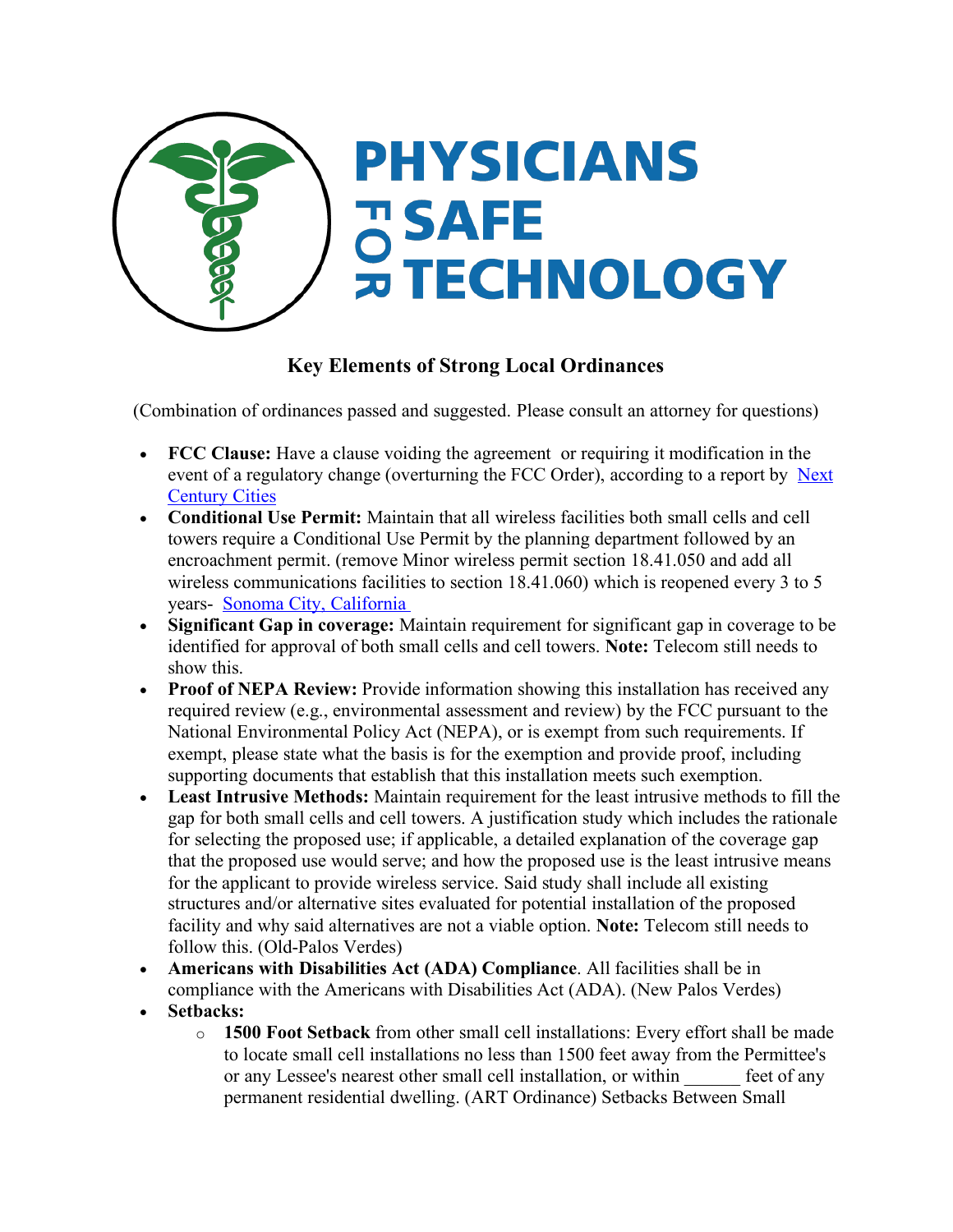# PHYSICIANS FOR SAFE TECHNOLOGY

## Key Elements of Strong Local Ordinances

(Combination of ordinances passed and suggested. Please consult an attorney for questions)

- **FCC Clause:** Have a clause voiding the agreement or requiring it modification in the event of a regulatory change (overturning the FCC Order), according to a report by [Next Century Cities](#)
- **Conditional Use Permit:** Maintain that all wireless facilities both small cells and cell towers require a Conditional Use Permit by the planning department followed by an encroachment permit. (remove Minor wireless permit section 18.41.050 and add all wireless communications facilities to section 18.41.060) which is reopened every 3 to 5 years- [Sonoma City, California](#)
- **Significant Gap in coverage:** Maintain requirement for significant gap in coverage to be identified for approval of both small cells and cell towers. **Note:** Telecom still needs to show this.
- **Proof of NEPA Review:** Provide information showing this installation has received any required review (e.g., environmental assessment and review) by the FCC pursuant to the National Environmental Policy Act (NEPA), or is exempt from such requirements. If exempt, please state what the basis is for the exemption and provide proof, including supporting documents that establish that this installation meets such exemption.
- **Least Intrusive Methods:** Maintain requirement for the least intrusive methods to fill the gap for both small cells and cell towers. A justification study which includes the rationale for selecting the proposed use; if applicable, a detailed explanation of the coverage gap that the proposed use would serve; and how the proposed use is the least intrusive means for the applicant to provide wireless service. Said study shall include all existing structures and/or alternative sites evaluated for potential installation of the proposed facility and why said alternatives are not a viable option. **Note:** Telecom still needs to follow this. (Old-Palos Verdes)
- **Americans with Disabilities Act (ADA) Compliance**. All facilities shall be in compliance with the Americans with Disabilities Act (ADA). (New Palos Verdes)
- **Setbacks:**
  - **1500 Foot Setback** from other small cell installations: Every effort shall be made to locate small cell installations no less than 1500 feet away from the Permittee's or any Lessee's nearest other small cell installation, or within ______ feet of any permanent residential dwelling. (ART Ordinance) Setbacks Between Small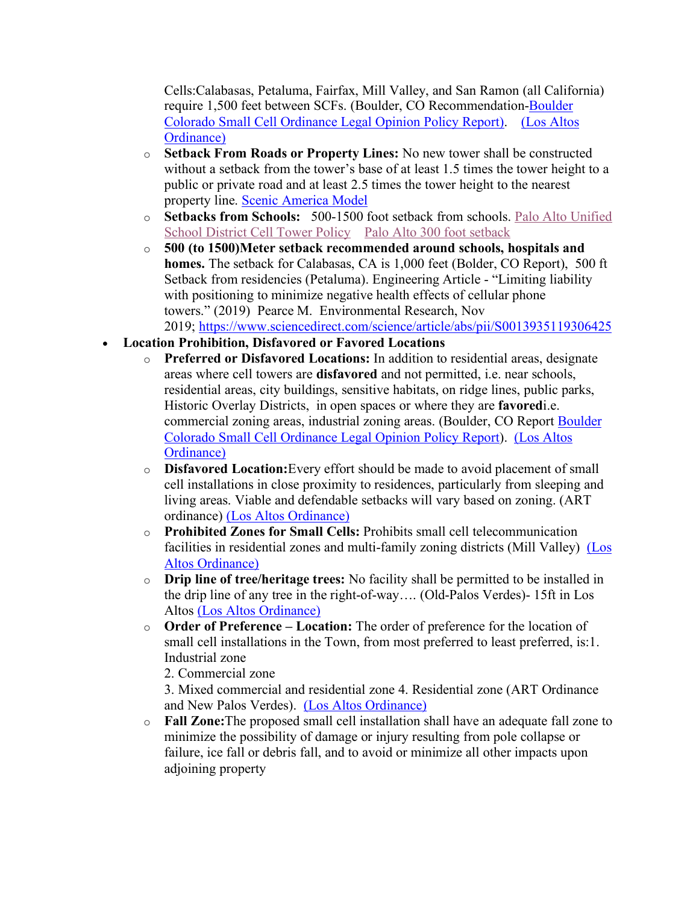Cells:Calabasas, Petaluma, Fairfax, Mill Valley, and San Ramon (all California) require 1,500 feet between SCFs. (Boulder, CO Recommendation-[Boulder Colorado Small Cell Ordinance Legal Opinion Policy Report]). [(Los Altos Ordinance)]

  - **Setback From Roads or Property Lines:** No new tower shall be constructed without a setback from the tower's base of at least 1.5 times the tower height to a public or private road and at least 2.5 times the tower height to the nearest property line. [Scenic America Model]
  - **Setbacks from Schools:** 500-1500 foot setback from schools. [Palo Alto Unified School District Cell Tower Policy] [Palo Alto 300 foot setback]
  - **500 (to 1500)Meter setback recommended around schools, hospitals and homes.** The setback for Calabasas, CA is 1,000 feet (Bolder, CO Report), 500 ft Setback from residencies (Petaluma). Engineering Article - "Limiting liability with positioning to minimize negative health effects of cellular phone towers." (2019) Pearce M. Environmental Research, Nov 2019; https://www.sciencedirect.com/science/article/abs/pii/S0013935119306425

- **Location Prohibition, Disfavored or Favored Locations**
  - **Preferred or Disfavored Locations:** In addition to residential areas, designate areas where cell towers are **disfavored** and not permitted, i.e. near schools, residential areas, city buildings, sensitive habitats, on ridge lines, public parks, Historic Overlay Districts, in open spaces or where they are **favored**i.e. commercial zoning areas, industrial zoning areas. (Boulder, CO Report [Boulder Colorado Small Cell Ordinance Legal Opinion Policy Report]). [(Los Altos Ordinance)]
  - **Disfavored Location:**Every effort should be made to avoid placement of small cell installations in close proximity to residences, particularly from sleeping and living areas. Viable and defendable setbacks will vary based on zoning. (ART ordinance) [(Los Altos Ordinance)]
  - **Prohibited Zones for Small Cells:** Prohibits small cell telecommunication facilities in residential zones and multi-family zoning districts (Mill Valley) [(Los Altos Ordinance)]
  - **Drip line of tree/heritage trees:** No facility shall be permitted to be installed in the drip line of any tree in the right-of-way…. (Old-Palos Verdes)- 15ft in Los Altos [(Los Altos Ordinance)]
  - **Order of Preference – Location:** The order of preference for the location of small cell installations in the Town, from most preferred to least preferred, is:1. Industrial zone
    2. Commercial zone
    3. Mixed commercial and residential zone 4. Residential zone (ART Ordinance and New Palos Verdes). [(Los Altos Ordinance)]
  - **Fall Zone:**The proposed small cell installation shall have an adequate fall zone to minimize the possibility of damage or injury resulting from pole collapse or failure, ice fall or debris fall, and to avoid or minimize all other impacts upon adjoining property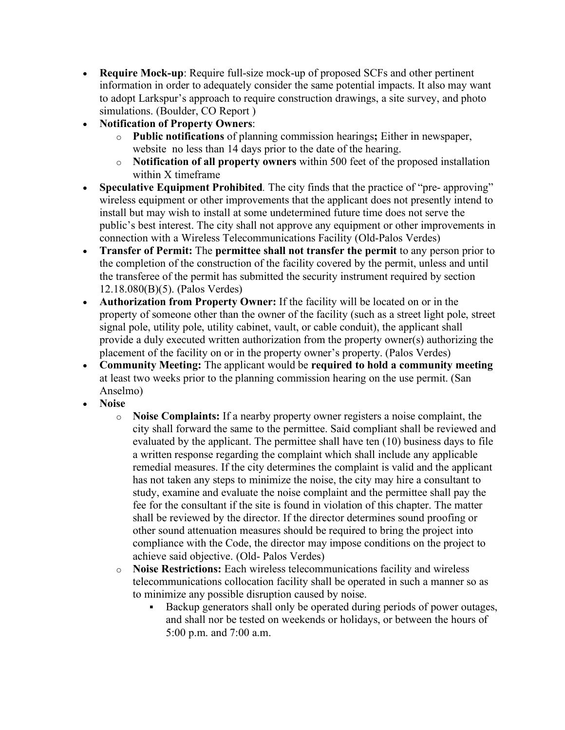- **Require Mock-up**: Require full-size mock-up of proposed SCFs and other pertinent information in order to adequately consider the same potential impacts. It also may want to adopt Larkspur's approach to require construction drawings, a site survey, and photo simulations. (Boulder, CO Report )
- **Notification of Property Owners**:
  - **Public notifications** of planning commission hearings**;** Either in newspaper, website no less than 14 days prior to the date of the hearing.
  - **Notification of all property owners** within 500 feet of the proposed installation within X timeframe
- **Speculative Equipment Prohibited**. The city finds that the practice of "pre- approving" wireless equipment or other improvements that the applicant does not presently intend to install but may wish to install at some undetermined future time does not serve the public's best interest. The city shall not approve any equipment or other improvements in connection with a Wireless Telecommunications Facility (Old-Palos Verdes)
- **Transfer of Permit:** The **permittee shall not transfer the permit** to any person prior to the completion of the construction of the facility covered by the permit, unless and until the transferee of the permit has submitted the security instrument required by section 12.18.080(B)(5). (Palos Verdes)
- **Authorization from Property Owner:** If the facility will be located on or in the property of someone other than the owner of the facility (such as a street light pole, street signal pole, utility pole, utility cabinet, vault, or cable conduit), the applicant shall provide a duly executed written authorization from the property owner(s) authorizing the placement of the facility on or in the property owner's property. (Palos Verdes)
- **Community Meeting:** The applicant would be **required to hold a community meeting** at least two weeks prior to the planning commission hearing on the use permit. (San Anselmo)
- **Noise**
  - **Noise Complaints:** If a nearby property owner registers a noise complaint, the city shall forward the same to the permittee. Said compliant shall be reviewed and evaluated by the applicant. The permittee shall have ten (10) business days to file a written response regarding the complaint which shall include any applicable remedial measures. If the city determines the complaint is valid and the applicant has not taken any steps to minimize the noise, the city may hire a consultant to study, examine and evaluate the noise complaint and the permittee shall pay the fee for the consultant if the site is found in violation of this chapter. The matter shall be reviewed by the director. If the director determines sound proofing or other sound attenuation measures should be required to bring the project into compliance with the Code, the director may impose conditions on the project to achieve said objective. (Old- Palos Verdes)
  - **Noise Restrictions:** Each wireless telecommunications facility and wireless telecommunications collocation facility shall be operated in such a manner so as to minimize any possible disruption caused by noise.
    - Backup generators shall only be operated during periods of power outages, and shall nor be tested on weekends or holidays, or between the hours of 5:00 p.m. and 7:00 a.m.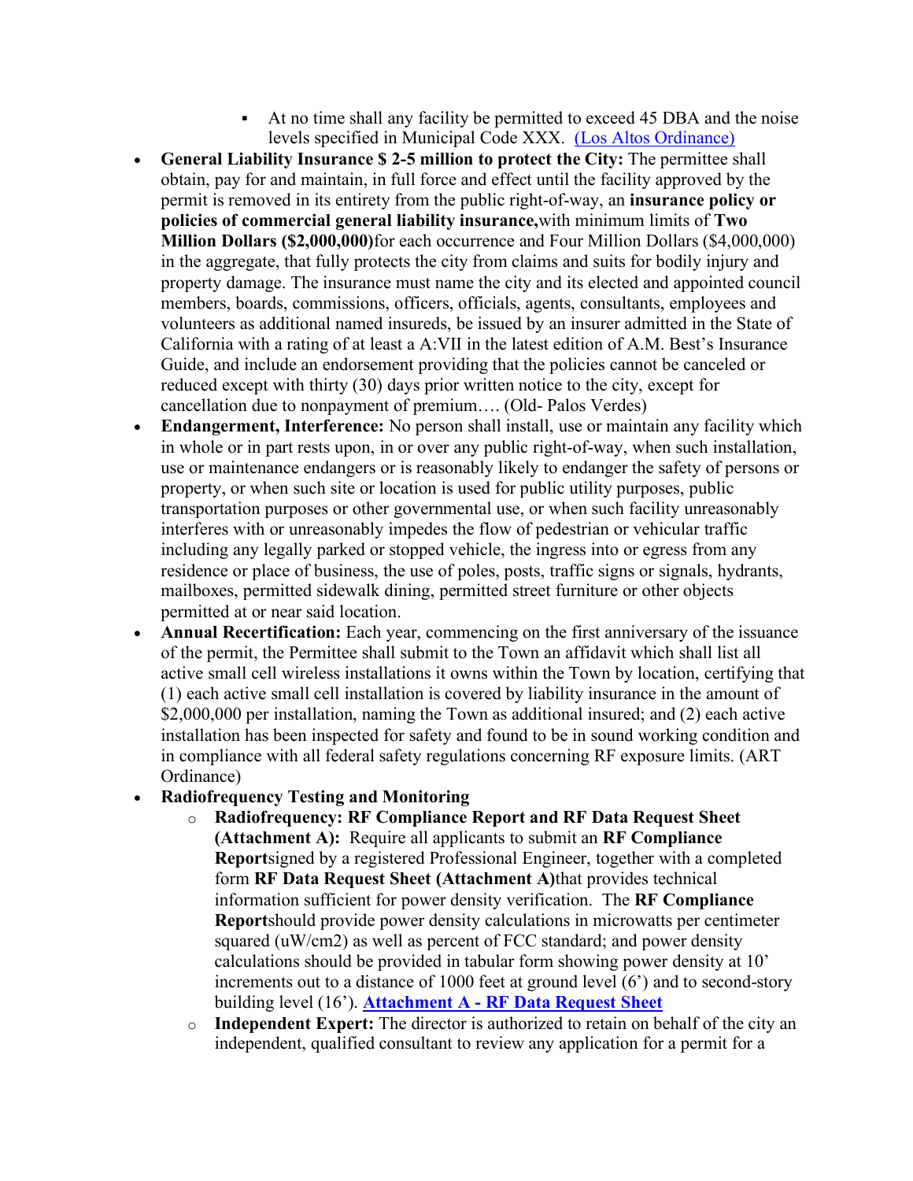- At no time shall any facility be permitted to exceed 45 DBA and the noise levels specified in Municipal Code XXX. (Los Altos Ordinance)

- **General Liability Insurance $ 2-5 million to protect the City:** The permittee shall obtain, pay for and maintain, in full force and effect until the facility approved by the permit is removed in its entirety from the public right-of-way, an **insurance policy or policies of commercial general liability insurance,** with minimum limits of **Two Million Dollars ($2,000,000)** for each occurrence and Four Million Dollars ($4,000,000) in the aggregate, that fully protects the city from claims and suits for bodily injury and property damage. The insurance must name the city and its elected and appointed council members, boards, commissions, officers, officials, agents, consultants, employees and volunteers as additional named insureds, be issued by an insurer admitted in the State of California with a rating of at least a A:VII in the latest edition of A.M. Best's Insurance Guide, and include an endorsement providing that the policies cannot be canceled or reduced except with thirty (30) days prior written notice to the city, except for cancellation due to nonpayment of premium…. (Old- Palos Verdes)
- **Endangerment, Interference:** No person shall install, use or maintain any facility which in whole or in part rests upon, in or over any public right-of-way, when such installation, use or maintenance endangers or is reasonably likely to endanger the safety of persons or property, or when such site or location is used for public utility purposes, public transportation purposes or other governmental use, or when such facility unreasonably interferes with or unreasonably impedes the flow of pedestrian or vehicular traffic including any legally parked or stopped vehicle, the ingress into or egress from any residence or place of business, the use of poles, posts, traffic signs or signals, hydrants, mailboxes, permitted sidewalk dining, permitted street furniture or other objects permitted at or near said location.
- **Annual Recertification:** Each year, commencing on the first anniversary of the issuance of the permit, the Permittee shall submit to the Town an affidavit which shall list all active small cell wireless installations it owns within the Town by location, certifying that (1) each active small cell installation is covered by liability insurance in the amount of $2,000,000 per installation, naming the Town as additional insured; and (2) each active installation has been inspected for safety and found to be in sound working condition and in compliance with all federal safety regulations concerning RF exposure limits. (ART Ordinance)
- **Radiofrequency Testing and Monitoring**
    - **Radiofrequency: RF Compliance Report and RF Data Request Sheet (Attachment A):** Require all applicants to submit an **RF Compliance Report** signed by a registered Professional Engineer, together with a completed form **RF Data Request Sheet (Attachment A)** that provides technical information sufficient for power density verification. The **RF Compliance Report** should provide power density calculations in microwatts per centimeter squared (uW/cm2) as well as percent of FCC standard; and power density calculations should be provided in tabular form showing power density at 10' increments out to a distance of 1000 feet at ground level (6') and to second-story building level (16'). **Attachment A - RF Data Request Sheet**
    - **Independent Expert:** The director is authorized to retain on behalf of the city an independent, qualified consultant to review any application for a permit for a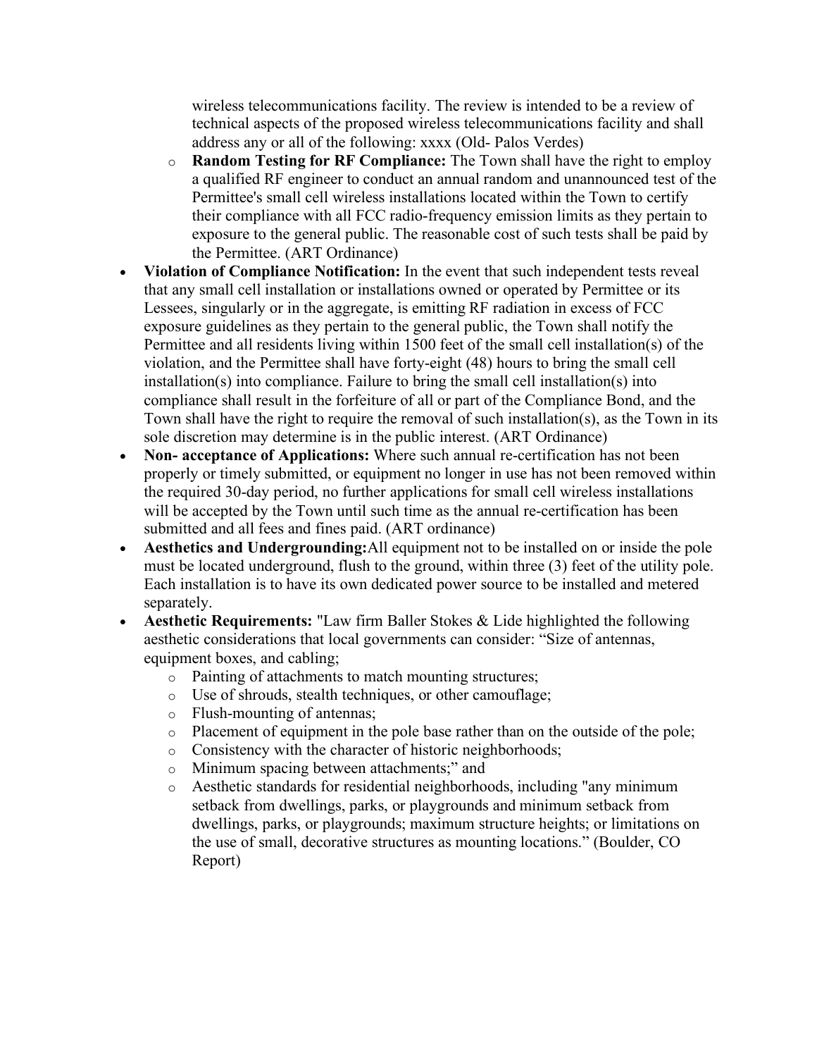wireless telecommunications facility. The review is intended to be a review of technical aspects of the proposed wireless telecommunications facility and shall address any or all of the following: xxxx (Old- Palos Verdes)
  - **Random Testing for RF Compliance:** The Town shall have the right to employ a qualified RF engineer to conduct an annual random and unannounced test of the Permittee's small cell wireless installations located within the Town to certify their compliance with all FCC radio-frequency emission limits as they pertain to exposure to the general public. The reasonable cost of such tests shall be paid by the Permittee. (ART Ordinance)
- **Violation of Compliance Notification:** In the event that such independent tests reveal that any small cell installation or installations owned or operated by Permittee or its Lessees, singularly or in the aggregate, is emitting RF radiation in excess of FCC exposure guidelines as they pertain to the general public, the Town shall notify the Permittee and all residents living within 1500 feet of the small cell installation(s) of the violation, and the Permittee shall have forty-eight (48) hours to bring the small cell installation(s) into compliance. Failure to bring the small cell installation(s) into compliance shall result in the forfeiture of all or part of the Compliance Bond, and the Town shall have the right to require the removal of such installation(s), as the Town in its sole discretion may determine is in the public interest. (ART Ordinance)
- **Non- acceptance of Applications:** Where such annual re-certification has not been properly or timely submitted, or equipment no longer in use has not been removed within the required 30-day period, no further applications for small cell wireless installations will be accepted by the Town until such time as the annual re-certification has been submitted and all fees and fines paid. (ART ordinance)
- **Aesthetics and Undergrounding:** All equipment not to be installed on or inside the pole must be located underground, flush to the ground, within three (3) feet of the utility pole. Each installation is to have its own dedicated power source to be installed and metered separately.
- **Aesthetic Requirements:** "Law firm Baller Stokes & Lide highlighted the following aesthetic considerations that local governments can consider: "Size of antennas, equipment boxes, and cabling;
  - Painting of attachments to match mounting structures;
  - Use of shrouds, stealth techniques, or other camouflage;
  - Flush-mounting of antennas;
  - Placement of equipment in the pole base rather than on the outside of the pole;
  - Consistency with the character of historic neighborhoods;
  - Minimum spacing between attachments;" and
  - Aesthetic standards for residential neighborhoods, including "any minimum setback from dwellings, parks, or playgrounds and minimum setback from dwellings, parks, or playgrounds; maximum structure heights; or limitations on the use of small, decorative structures as mounting locations." (Boulder, CO Report)